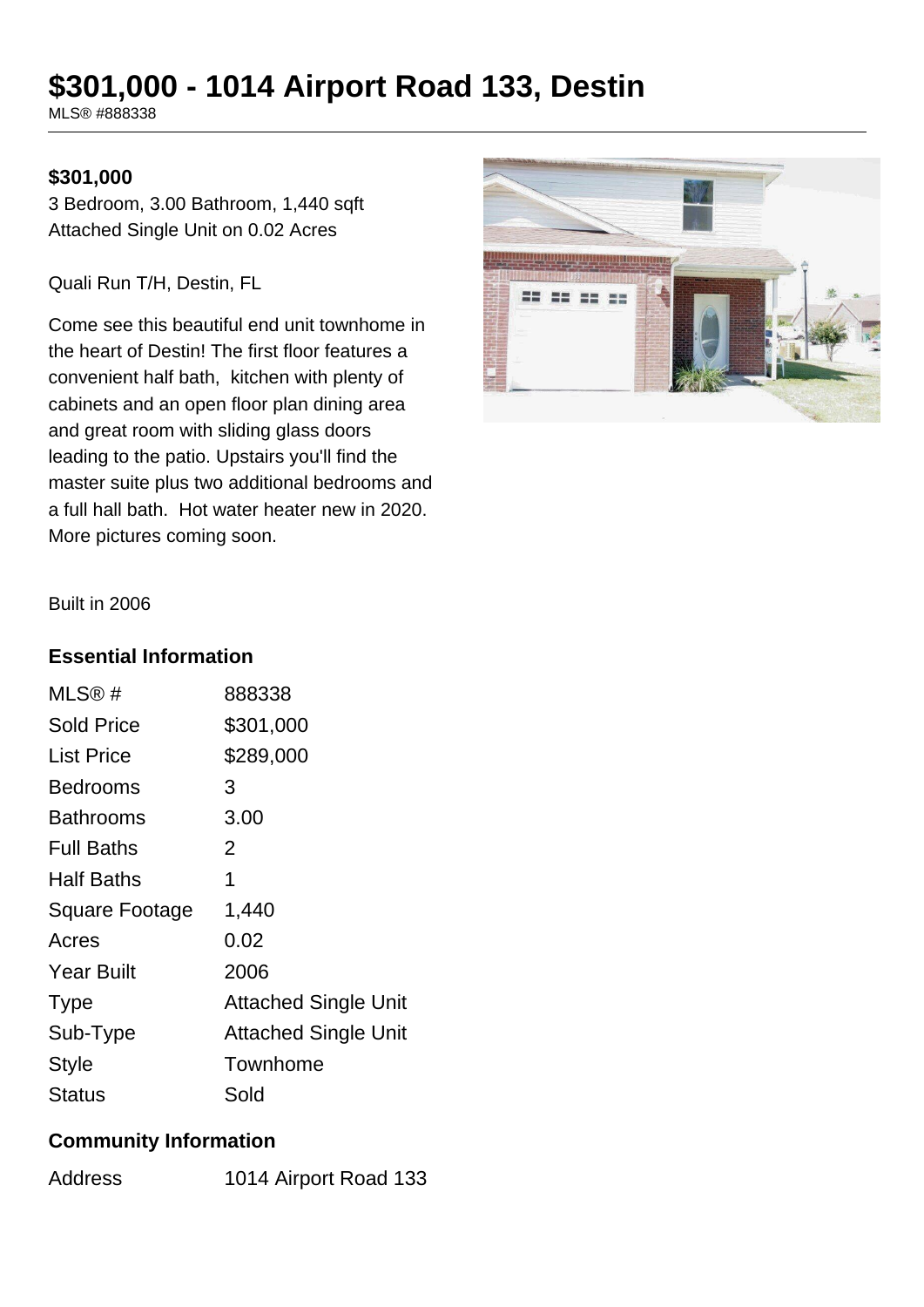# $301,000 - 1014 Airport Road 133, Destin

MLS® #888338

**$301,000**

3 Bedroom, 3.00 Bathroom, 1,440 sqft

Attached Single Unit on 0.02 Acres

Quali Run T/H, Destin, FL

Come see this beautiful end unit townhome in the heart of Destin! The first floor features a convenient half bath, kitchen with plenty of cabinets and an open floor plan dining area and great room with sliding glass doors leading to the patio. Upstairs you'll find the master suite plus two additional bedrooms and a full hall bath. Hot water heater new in 2020. More pictures coming soon.

Built in 2006

## Essential Information

| | |
|---|---|
| MLS® # | 888338 |
| Sold Price | $301,000 |
| List Price | $289,000 |
| Bedrooms | 3 |
| Bathrooms | 3.00 |
| Full Baths | 2 |
| Half Baths | 1 |
| Square Footage | 1,440 |
| Acres | 0.02 |
| Year Built | 2006 |
| Type | Attached Single Unit |
| Sub-Type | Attached Single Unit |
| Style | Townhome |
| Status | Sold |

## Community Information

| | |
|---|---|
| Address | 1014 Airport Road 133 |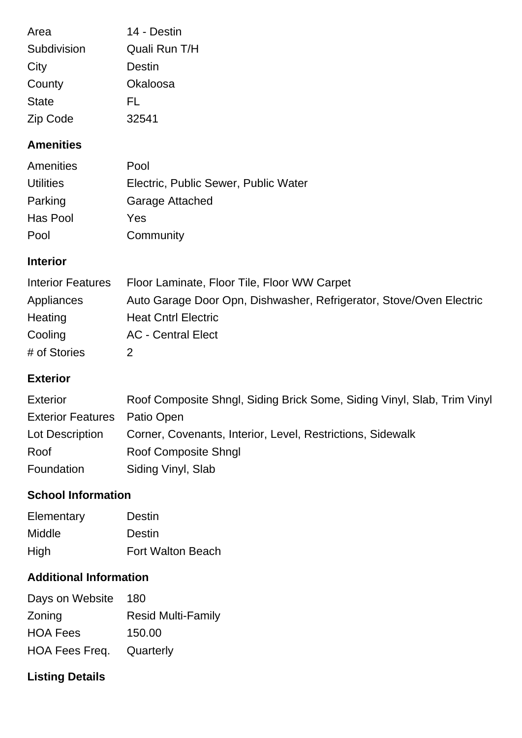| | |
|---|---|
| Area | 14 - Destin |
| Subdivision | Quali Run T/H |
| City | Destin |
| County | Okaloosa |
| State | FL |
| Zip Code | 32541 |

## Amenities

| | |
|---|---|
| Amenities | Pool |
| Utilities | Electric, Public Sewer, Public Water |
| Parking | Garage Attached |
| Has Pool | Yes |
| Pool | Community |

## Interior

| | |
|---|---|
| Interior Features | Floor Laminate, Floor Tile, Floor WW Carpet |
| Appliances | Auto Garage Door Opn, Dishwasher, Refrigerator, Stove/Oven Electric |
| Heating | Heat Cntrl Electric |
| Cooling | AC - Central Elect |
| # of Stories | 2 |

## Exterior

| | |
|---|---|
| Exterior | Roof Composite Shngl, Siding Brick Some, Siding Vinyl, Slab, Trim Vinyl |
| Exterior Features | Patio Open |
| Lot Description | Corner, Covenants, Interior, Level, Restrictions, Sidewalk |
| Roof | Roof Composite Shngl |
| Foundation | Siding Vinyl, Slab |

## School Information

| | |
|---|---|
| Elementary | Destin |
| Middle | Destin |
| High | Fort Walton Beach |

## Additional Information

| | |
|---|---|
| Days on Website | 180 |
| Zoning | Resid Multi-Family |
| HOA Fees | 150.00 |
| HOA Fees Freq. | Quarterly |

## Listing Details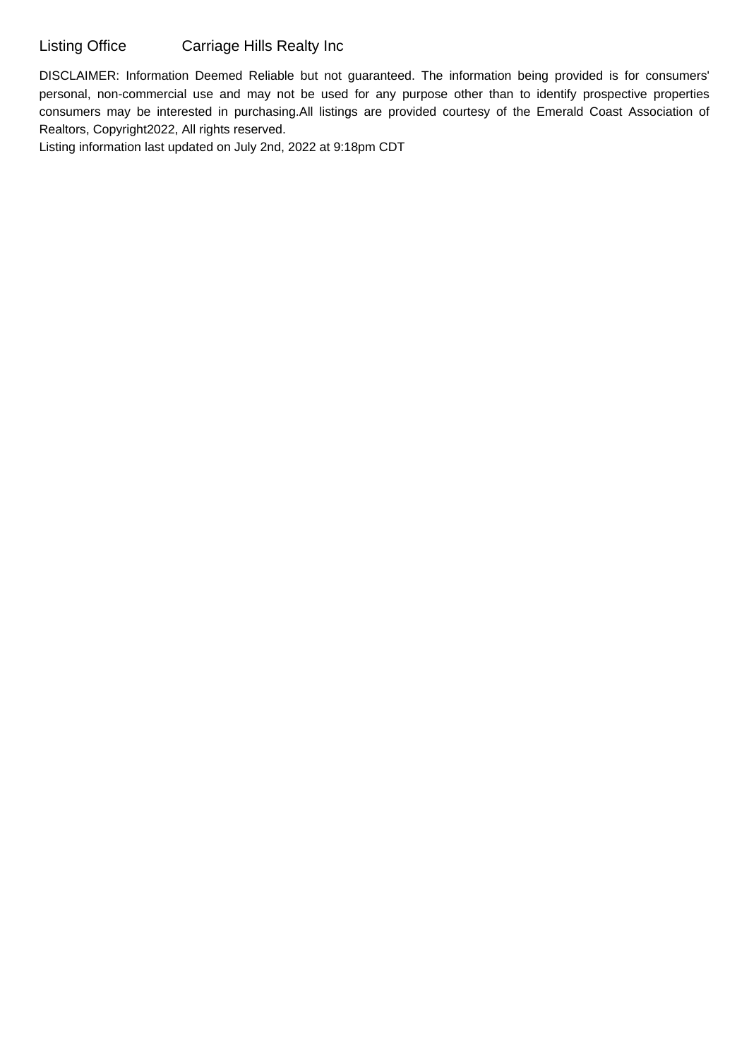| | |
|---|---|
| Listing Office | Carriage Hills Realty Inc |

DISCLAIMER: Information Deemed Reliable but not guaranteed. The information being provided is for consumers' personal, non-commercial use and may not be used for any purpose other than to identify prospective properties consumers may be interested in purchasing.All listings are provided courtesy of the Emerald Coast Association of Realtors, Copyright2022, All rights reserved.

Listing information last updated on July 2nd, 2022 at 9:18pm CDT